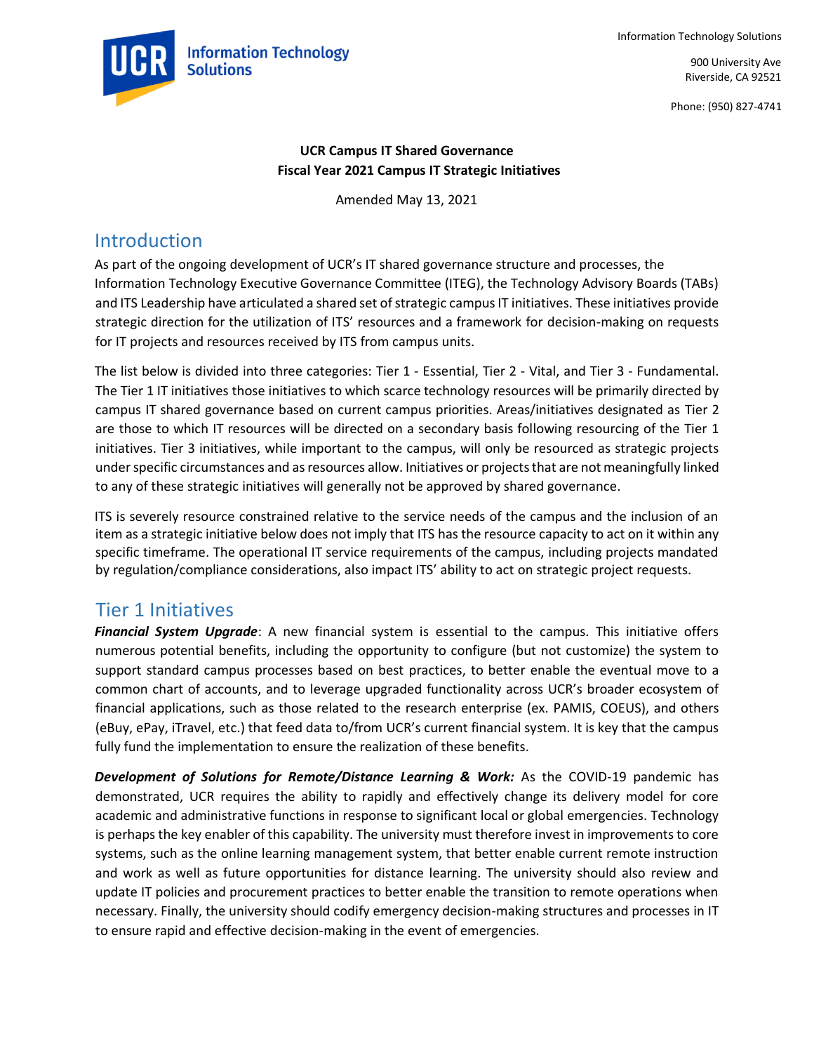Information Technology Solutions

900 University Ave
Riverside, CA 92521

Phone: (950) 827-4741

**UCR Campus IT Shared Governance**
**Fiscal Year 2021 Campus IT Strategic Initiatives**

Amended May 13, 2021

## Introduction

As part of the ongoing development of UCR's IT shared governance structure and processes, the Information Technology Executive Governance Committee (ITEG), the Technology Advisory Boards (TABs) and ITS Leadership have articulated a shared set of strategic campus IT initiatives. These initiatives provide strategic direction for the utilization of ITS' resources and a framework for decision-making on requests for IT projects and resources received by ITS from campus units.

The list below is divided into three categories: Tier 1 - Essential, Tier 2 - Vital, and Tier 3 - Fundamental. The Tier 1 IT initiatives those initiatives to which scarce technology resources will be primarily directed by campus IT shared governance based on current campus priorities. Areas/initiatives designated as Tier 2 are those to which IT resources will be directed on a secondary basis following resourcing of the Tier 1 initiatives. Tier 3 initiatives, while important to the campus, will only be resourced as strategic projects under specific circumstances and as resources allow. Initiatives or projects that are not meaningfully linked to any of these strategic initiatives will generally not be approved by shared governance.

ITS is severely resource constrained relative to the service needs of the campus and the inclusion of an item as a strategic initiative below does not imply that ITS has the resource capacity to act on it within any specific timeframe. The operational IT service requirements of the campus, including projects mandated by regulation/compliance considerations, also impact ITS' ability to act on strategic project requests.

## Tier 1 Initiatives

***Financial System Upgrade***: A new financial system is essential to the campus. This initiative offers numerous potential benefits, including the opportunity to configure (but not customize) the system to support standard campus processes based on best practices, to better enable the eventual move to a common chart of accounts, and to leverage upgraded functionality across UCR's broader ecosystem of financial applications, such as those related to the research enterprise (ex. PAMIS, COEUS), and others (eBuy, ePay, iTravel, etc.) that feed data to/from UCR's current financial system. It is key that the campus fully fund the implementation to ensure the realization of these benefits.

***Development of Solutions for Remote/Distance Learning & Work:*** As the COVID-19 pandemic has demonstrated, UCR requires the ability to rapidly and effectively change its delivery model for core academic and administrative functions in response to significant local or global emergencies. Technology is perhaps the key enabler of this capability. The university must therefore invest in improvements to core systems, such as the online learning management system, that better enable current remote instruction and work as well as future opportunities for distance learning. The university should also review and update IT policies and procurement practices to better enable the transition to remote operations when necessary. Finally, the university should codify emergency decision-making structures and processes in IT to ensure rapid and effective decision-making in the event of emergencies.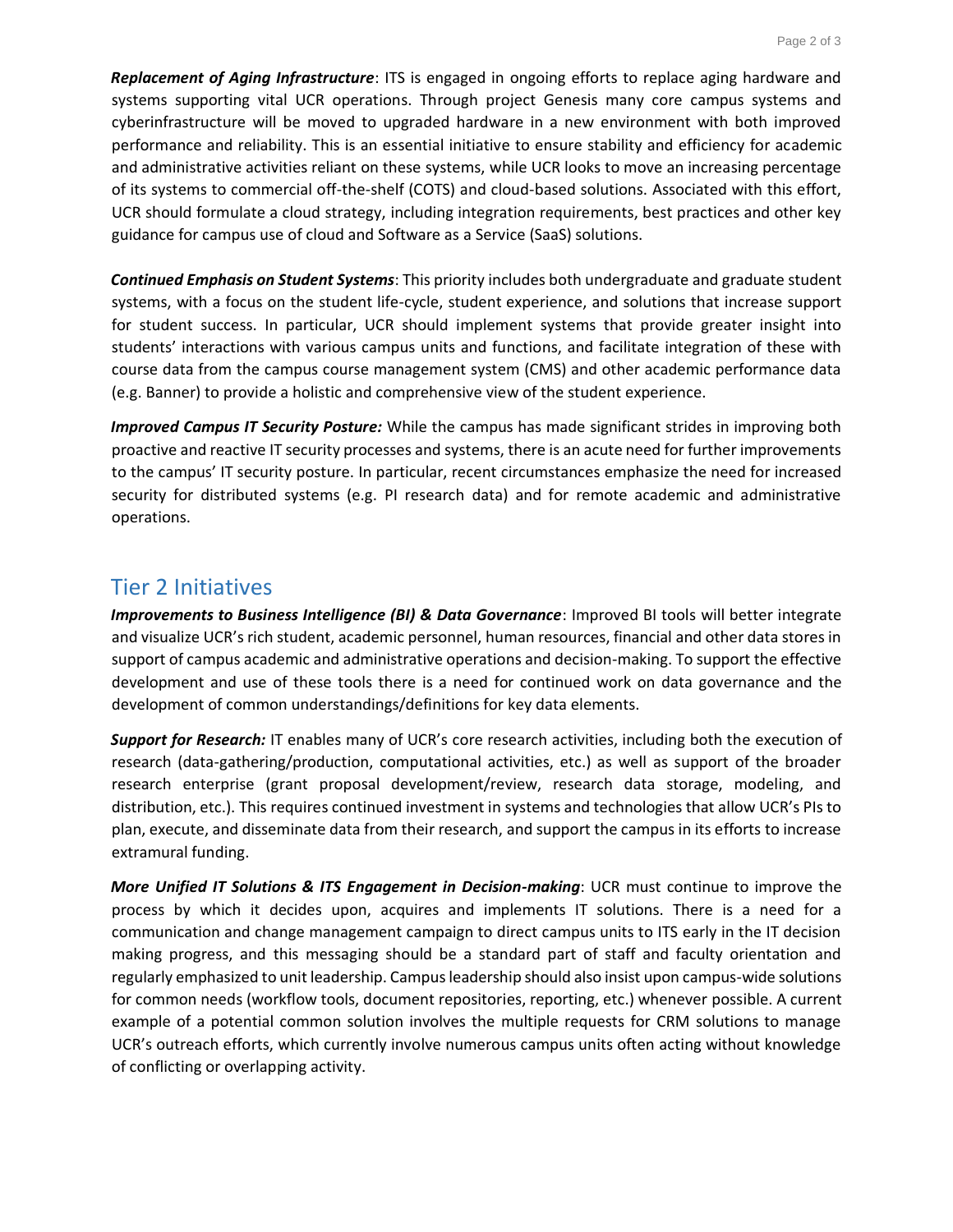***Replacement of Aging Infrastructure***: ITS is engaged in ongoing efforts to replace aging hardware and systems supporting vital UCR operations. Through project Genesis many core campus systems and cyberinfrastructure will be moved to upgraded hardware in a new environment with both improved performance and reliability. This is an essential initiative to ensure stability and efficiency for academic and administrative activities reliant on these systems, while UCR looks to move an increasing percentage of its systems to commercial off-the-shelf (COTS) and cloud-based solutions. Associated with this effort, UCR should formulate a cloud strategy, including integration requirements, best practices and other key guidance for campus use of cloud and Software as a Service (SaaS) solutions.

***Continued Emphasis on Student Systems***: This priority includes both undergraduate and graduate student systems, with a focus on the student life-cycle, student experience, and solutions that increase support for student success. In particular, UCR should implement systems that provide greater insight into students' interactions with various campus units and functions, and facilitate integration of these with course data from the campus course management system (CMS) and other academic performance data (e.g. Banner) to provide a holistic and comprehensive view of the student experience.

***Improved Campus IT Security Posture:*** While the campus has made significant strides in improving both proactive and reactive IT security processes and systems, there is an acute need for further improvements to the campus' IT security posture. In particular, recent circumstances emphasize the need for increased security for distributed systems (e.g. PI research data) and for remote academic and administrative operations.

## Tier 2 Initiatives

***Improvements to Business Intelligence (BI) & Data Governance***: Improved BI tools will better integrate and visualize UCR's rich student, academic personnel, human resources, financial and other data stores in support of campus academic and administrative operations and decision-making. To support the effective development and use of these tools there is a need for continued work on data governance and the development of common understandings/definitions for key data elements.

***Support for Research:*** IT enables many of UCR's core research activities, including both the execution of research (data-gathering/production, computational activities, etc.) as well as support of the broader research enterprise (grant proposal development/review, research data storage, modeling, and distribution, etc.). This requires continued investment in systems and technologies that allow UCR's PIs to plan, execute, and disseminate data from their research, and support the campus in its efforts to increase extramural funding.

***More Unified IT Solutions & ITS Engagement in Decision-making***: UCR must continue to improve the process by which it decides upon, acquires and implements IT solutions. There is a need for a communication and change management campaign to direct campus units to ITS early in the IT decision making progress, and this messaging should be a standard part of staff and faculty orientation and regularly emphasized to unit leadership. Campus leadership should also insist upon campus-wide solutions for common needs (workflow tools, document repositories, reporting, etc.) whenever possible. A current example of a potential common solution involves the multiple requests for CRM solutions to manage UCR's outreach efforts, which currently involve numerous campus units often acting without knowledge of conflicting or overlapping activity.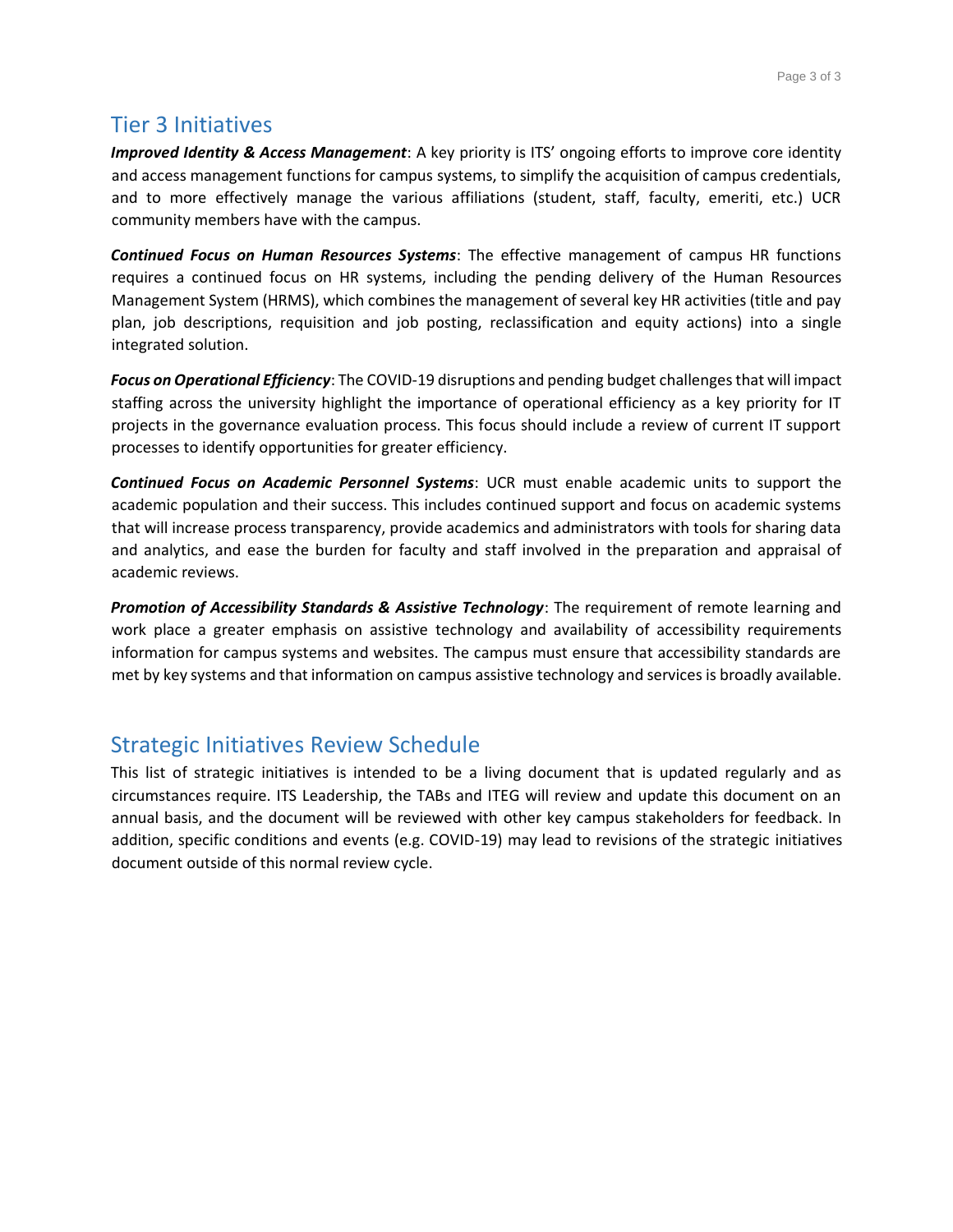## Tier 3 Initiatives

***Improved Identity & Access Management***: A key priority is ITS' ongoing efforts to improve core identity and access management functions for campus systems, to simplify the acquisition of campus credentials, and to more effectively manage the various affiliations (student, staff, faculty, emeriti, etc.) UCR community members have with the campus.

***Continued Focus on Human Resources Systems***: The effective management of campus HR functions requires a continued focus on HR systems, including the pending delivery of the Human Resources Management System (HRMS), which combines the management of several key HR activities (title and pay plan, job descriptions, requisition and job posting, reclassification and equity actions) into a single integrated solution.

***Focus on Operational Efficiency***: The COVID-19 disruptions and pending budget challenges that will impact staffing across the university highlight the importance of operational efficiency as a key priority for IT projects in the governance evaluation process. This focus should include a review of current IT support processes to identify opportunities for greater efficiency.

***Continued Focus on Academic Personnel Systems***: UCR must enable academic units to support the academic population and their success. This includes continued support and focus on academic systems that will increase process transparency, provide academics and administrators with tools for sharing data and analytics, and ease the burden for faculty and staff involved in the preparation and appraisal of academic reviews.

***Promotion of Accessibility Standards & Assistive Technology***: The requirement of remote learning and work place a greater emphasis on assistive technology and availability of accessibility requirements information for campus systems and websites. The campus must ensure that accessibility standards are met by key systems and that information on campus assistive technology and services is broadly available.

## Strategic Initiatives Review Schedule

This list of strategic initiatives is intended to be a living document that is updated regularly and as circumstances require. ITS Leadership, the TABs and ITEG will review and update this document on an annual basis, and the document will be reviewed with other key campus stakeholders for feedback. In addition, specific conditions and events (e.g. COVID-19) may lead to revisions of the strategic initiatives document outside of this normal review cycle.